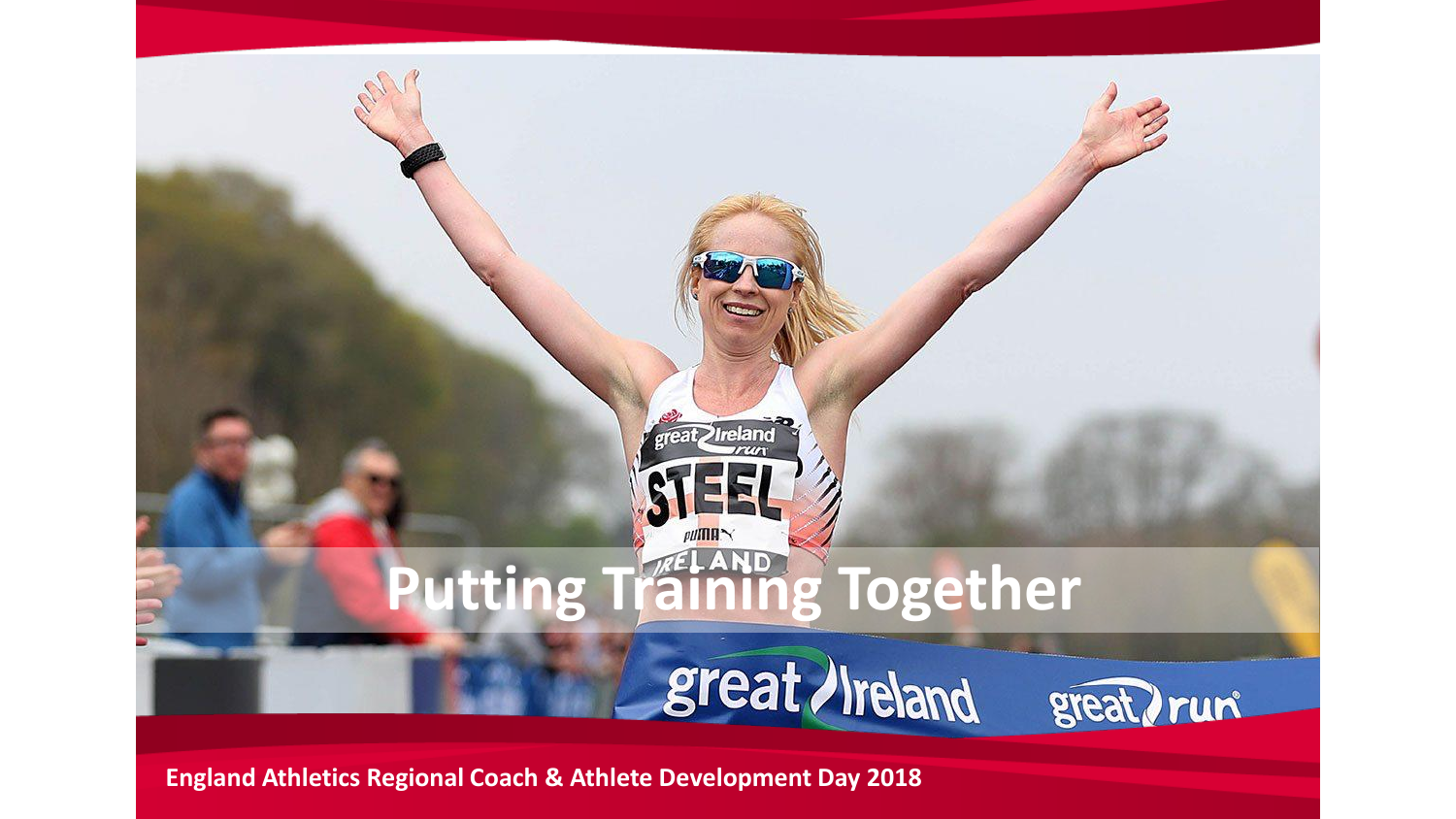# Putting Training Together

England Athletics Regional Coach & Athlete Development Day 2018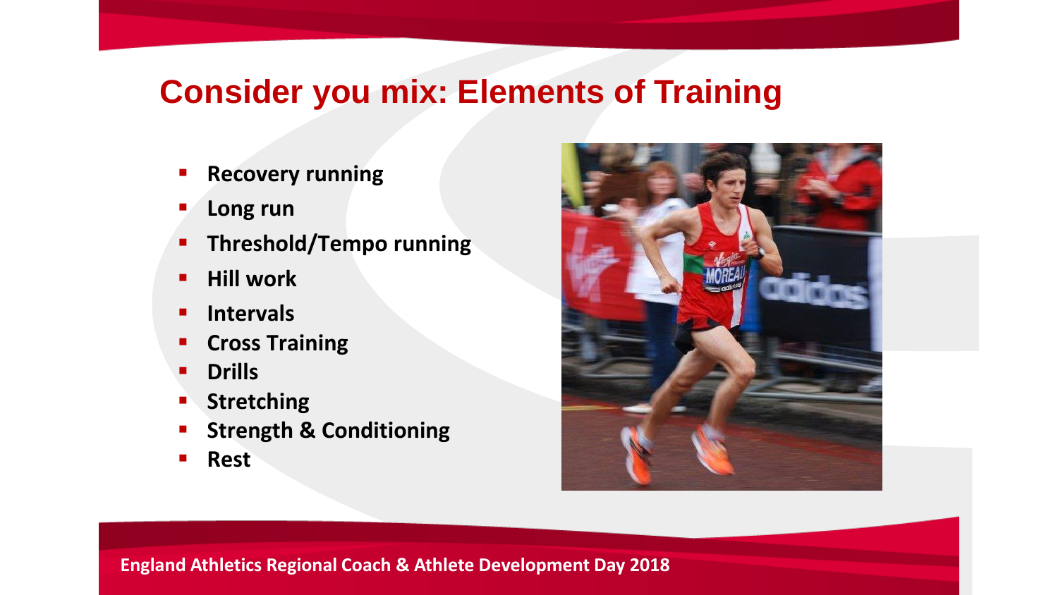# Consider you mix: Elements of Training

- **Recovery running**
- **Long run**
- **Threshold/Tempo running**
- **Hill work**
- **Intervals**
- **Cross Training**
- **Drills**
- **Stretching**
- **Strength & Conditioning**
- **Rest**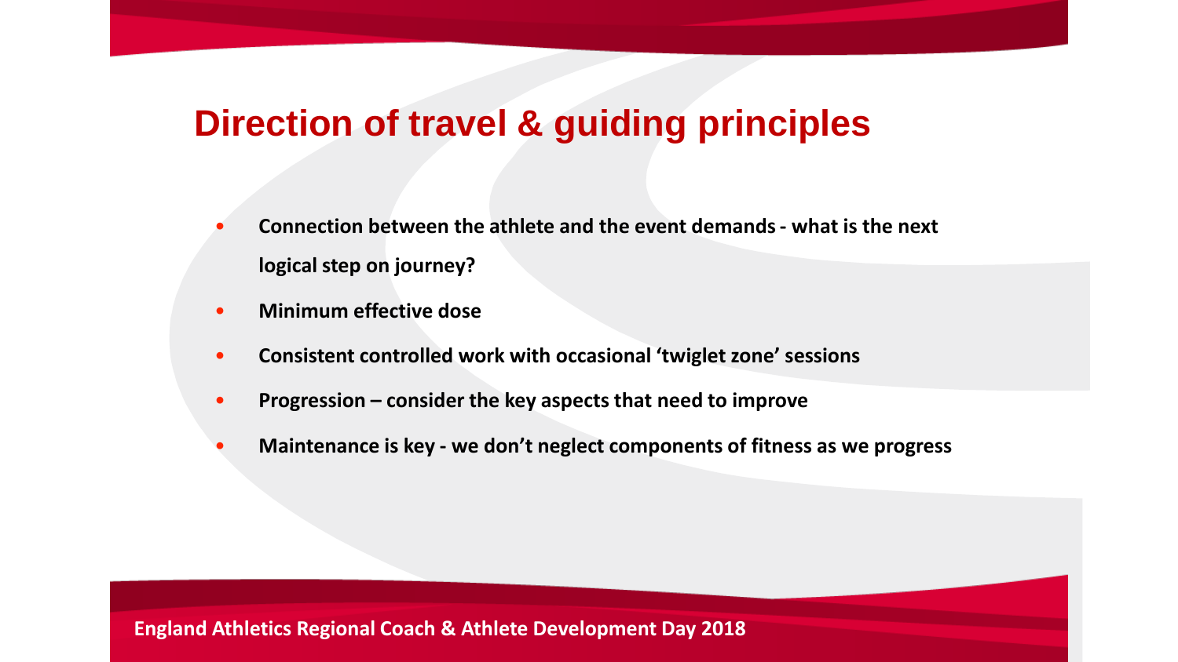# Direction of travel & guiding principles

- **Connection between the athlete and the event demands - what is the next logical step on journey?**
- **Minimum effective dose**
- **Consistent controlled work with occasional 'twiglet zone' sessions**
- **Progression – consider the key aspects that need to improve**
- **Maintenance is key - we don't neglect components of fitness as we progress**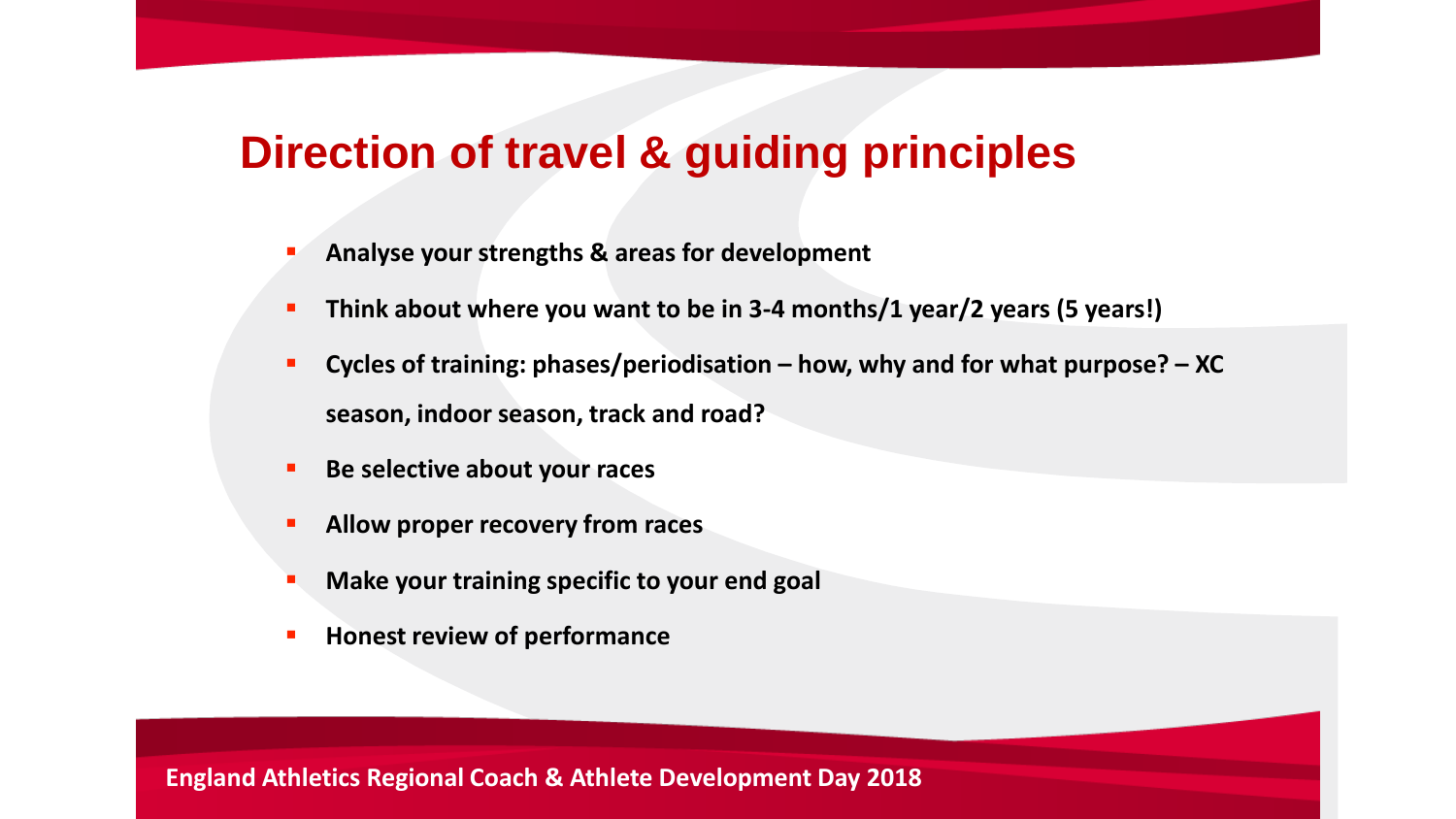# Direction of travel & guiding principles

- **Analyse your strengths & areas for development**
- **Think about where you want to be in 3-4 months/1 year/2 years (5 years!)**
- **Cycles of training: phases/periodisation – how, why and for what purpose? – XC season, indoor season, track and road?**
- **Be selective about your races**
- **Allow proper recovery from races**
- **Make your training specific to your end goal**
- **Honest review of performance**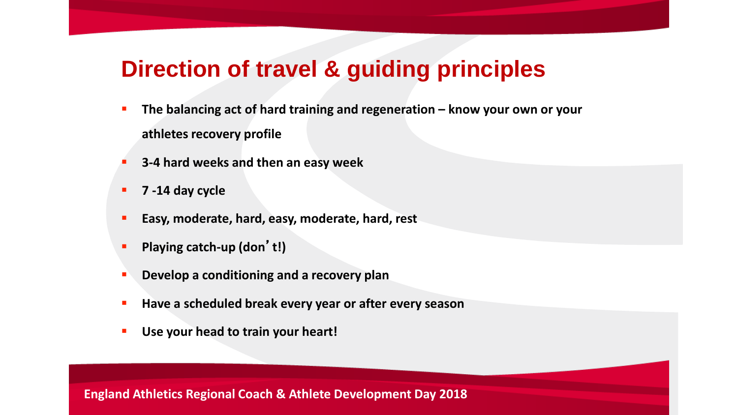# Direction of travel & guiding principles

- **The balancing act of hard training and regeneration – know your own or your athletes recovery profile**
- **3-4 hard weeks and then an easy week**
- **7 -14 day cycle**
- **Easy, moderate, hard, easy, moderate, hard, rest**
- **Playing catch-up (don’t!)**
- **Develop a conditioning and a recovery plan**
- **Have a scheduled break every year or after every season**
- **Use your head to train your heart!**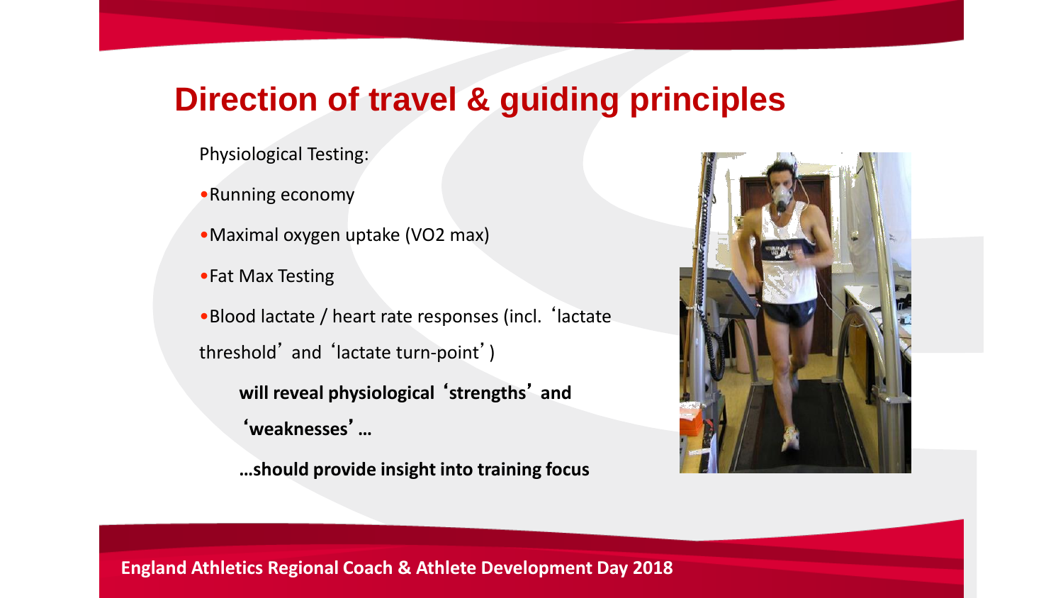# Direction of travel & guiding principles

Physiological Testing:

- Running economy
- Maximal oxygen uptake (VO2 max)
- Fat Max Testing
- Blood lactate / heart rate responses (incl. 'lactate threshold' and 'lactate turn-point')

**will reveal physiological 'strengths' and 'weaknesses'…**

**…should provide insight into training focus**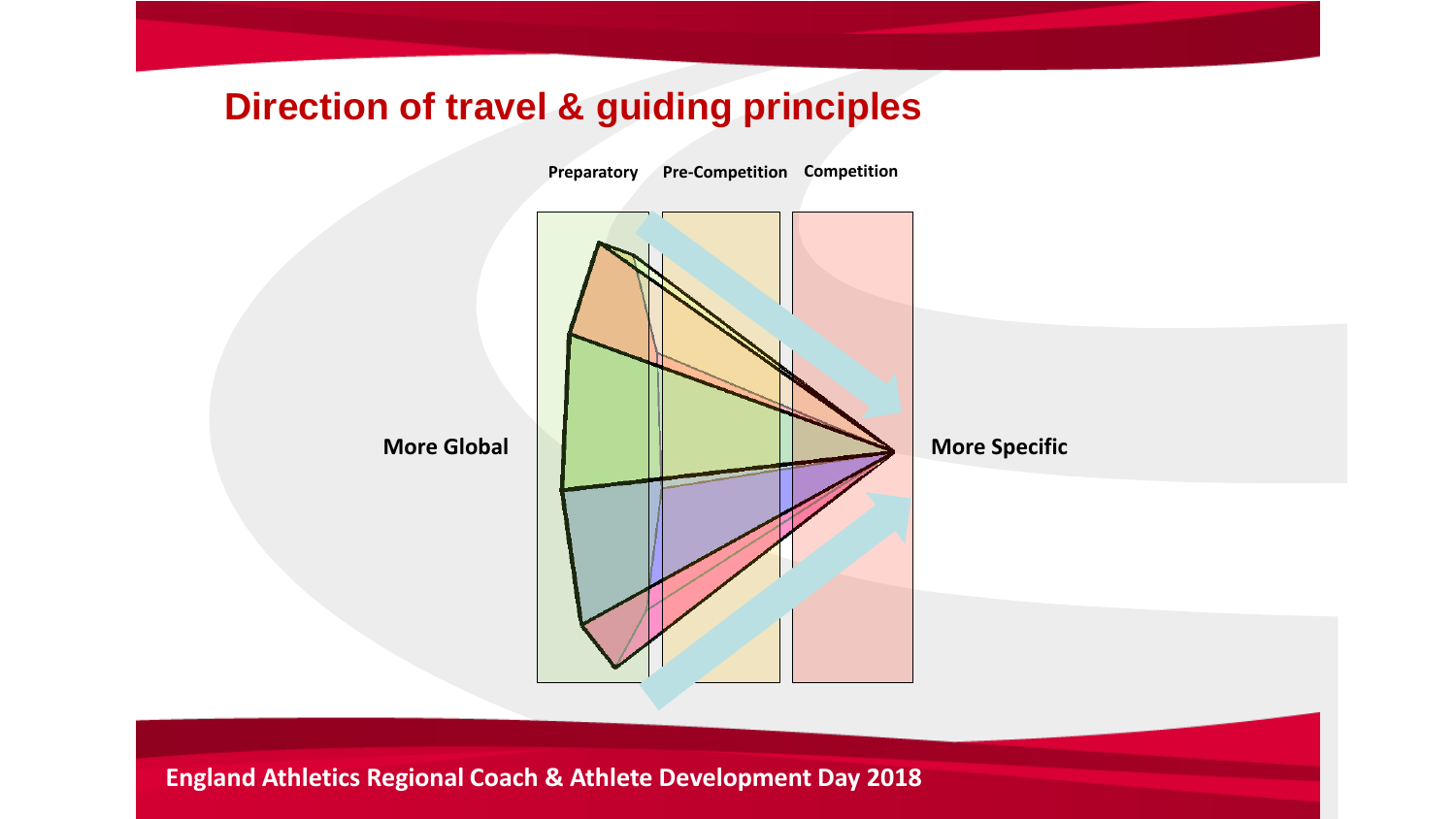## Direction of travel & guiding principles

Preparatory

Pre-Competition

Competition

More Global

More Specific